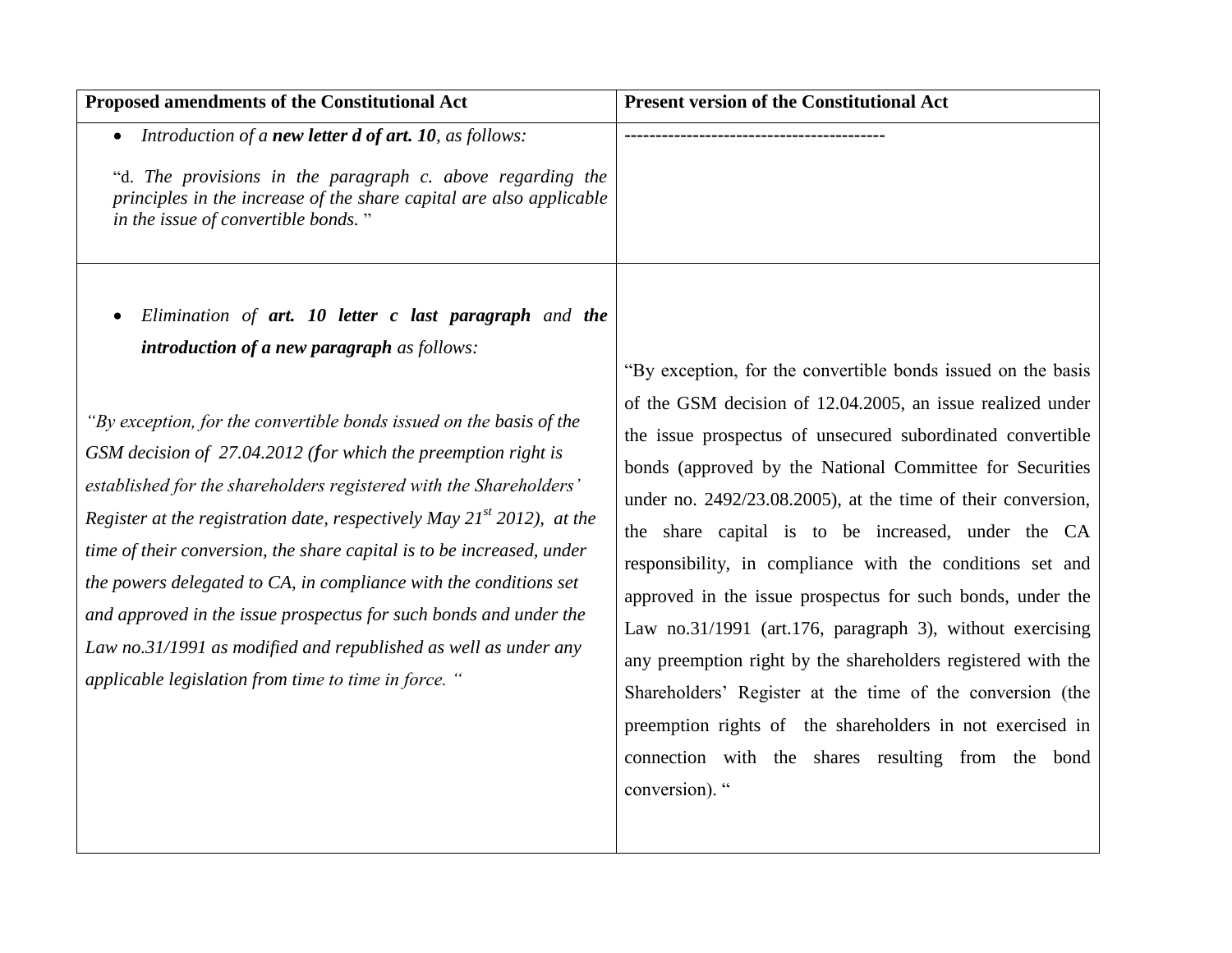| **Proposed amendments of the Constitutional Act** | **Present version of the Constitutional Act** |
| --- | --- |
| • *Introduction of a* ***new letter d of art. 10****, as follows:*<br><br>"d. *The provisions in the paragraph c. above regarding the principles in the increase of the share capital are also applicable in the issue of convertible bonds.* " | ---------------------------------------- |
| • *Elimination of* ***art. 10 letter c last paragraph*** *and* ***the introduction of a new paragraph*** *as follows:*<br><br>*"By exception, for the convertible bonds issued on the basis of the GSM decision of 27.04.2012 (for which the preemption right is established for the shareholders registered with the Shareholders' Register at the registration date, respectively May 21st 2012), at the time of their conversion, the share capital is to be increased, under the powers delegated to CA, in compliance with the conditions set and approved in the issue prospectus for such bonds and under the Law no.31/1991 as modified and republished as well as under any applicable legislation from time to time in force. "* | "By exception, for the convertible bonds issued on the basis of the GSM decision of 12.04.2005, an issue realized under the issue prospectus of unsecured subordinated convertible bonds (approved by the National Committee for Securities under no. 2492/23.08.2005), at the time of their conversion, the share capital is to be increased, under the CA responsibility, in compliance with the conditions set and approved in the issue prospectus for such bonds, under the Law no.31/1991 (art.176, paragraph 3), without exercising any preemption right by the shareholders registered with the Shareholders' Register at the time of the conversion (the preemption rights of the shareholders in not exercised in connection with the shares resulting from the bond conversion). " |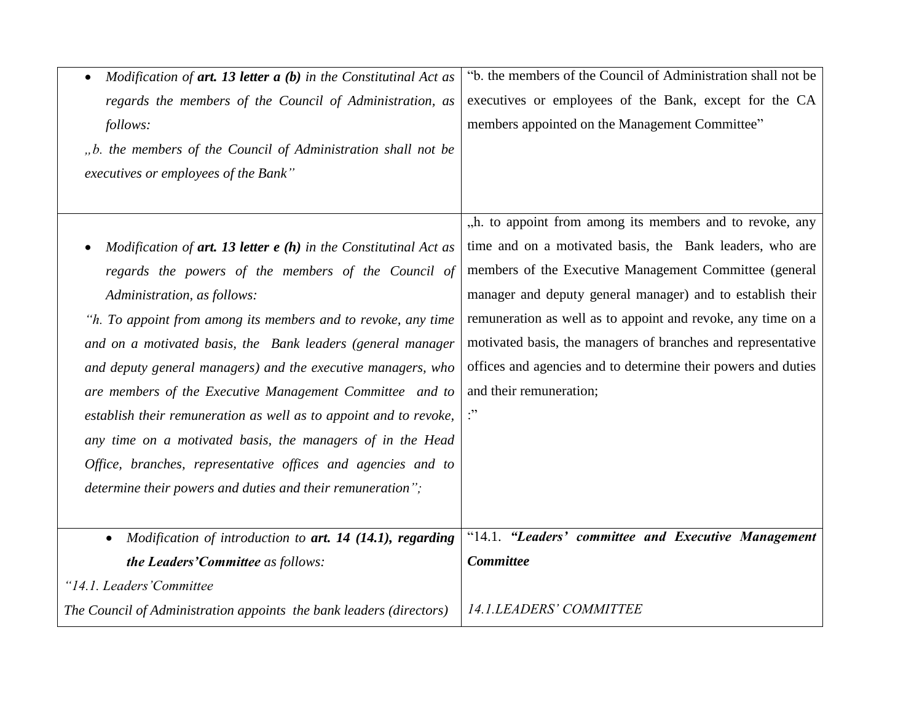| | |
|---|---|
| • *Modification of **art. 13 letter a (b)** in the Constitutinal Act as regards the members of the Council of Administration, as follows:*<br>*„b. the members of the Council of Administration shall not be executives or employees of the Bank"* | "b. the members of the Council of Administration shall not be executives or employees of the Bank, except for the CA members appointed on the Management Committee" |
| • *Modification of **art. 13 letter e (h)** in the Constitutinal Act as regards the powers of the members of the Council of Administration, as follows:*<br>*"h. To appoint from among its members and to revoke, any time and on a motivated basis, the Bank leaders (general manager and deputy general managers) and the executive managers, who are members of the Executive Management Committee and to establish their remuneration as well as to appoint and to revoke, any time on a motivated basis, the managers of in the Head Office, branches, representative offices and agencies and to determine their powers and duties and their remuneration";* | „h. to appoint from among its members and to revoke, any time and on a motivated basis, the Bank leaders, who are members of the Executive Management Committee (general manager and deputy general manager) and to establish their remuneration as well as to appoint and revoke, any time on a motivated basis, the managers of branches and representative offices and agencies and to determine their powers and duties and their remuneration;<br>:" |
| • *Modification of introduction to **art. 14 (14.1), regarding the Leaders'Committee** as follows:*<br>*"14.1. Leaders'Committee*<br>*The Council of Administration appoints the bank leaders (directors)* | "14.1. ***"Leaders' committee and Executive Management Committee***<br><br>*14.1.LEADERS' COMMITTEE* |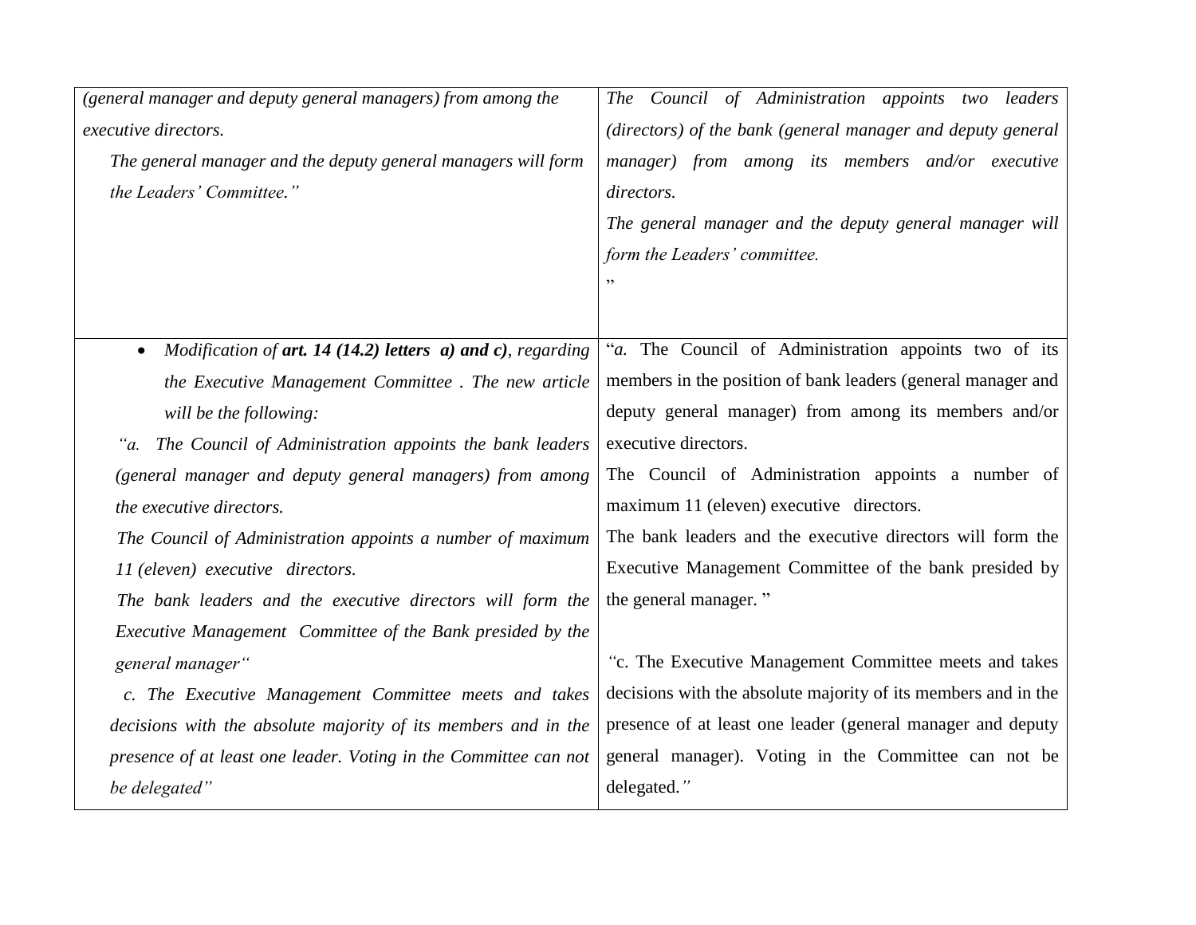| | |
|---|---|
| *(general manager and deputy general managers) from among the executive directors.*<br>*The general manager and the deputy general managers will form the Leaders' Committee."* | *The Council of Administration appoints two leaders (directors) of the bank (general manager and deputy general manager) from among its members and/or executive directors.*<br>*The general manager and the deputy general manager will form the Leaders' committee.*<br>" |
| • *Modification of* ***art. 14 (14.2) letters a) and c)****, regarding the Executive Management Committee . The new article will be the following:*<br>*"a. The Council of Administration appoints the bank leaders (general manager and deputy general managers) from among the executive directors.*<br>*The Council of Administration appoints a number of maximum 11 (eleven) executive directors.*<br>*The bank leaders and the executive directors will form the Executive Management Committee of the Bank presided by the general manager"*<br>*c. The Executive Management Committee meets and takes decisions with the absolute majority of its members and in the presence of at least one leader. Voting in the Committee can not be delegated"* | "*a.* The Council of Administration appoints two of its members in the position of bank leaders (general manager and deputy general manager) from among its members and/or executive directors.<br>The Council of Administration appoints a number of maximum 11 (eleven) executive directors.<br>The bank leaders and the executive directors will form the Executive Management Committee of the bank presided by the general manager. "<br><br>*"*c. The Executive Management Committee meets and takes decisions with the absolute majority of its members and in the presence of at least one leader (general manager and deputy general manager). Voting in the Committee can not be delegated.*"* |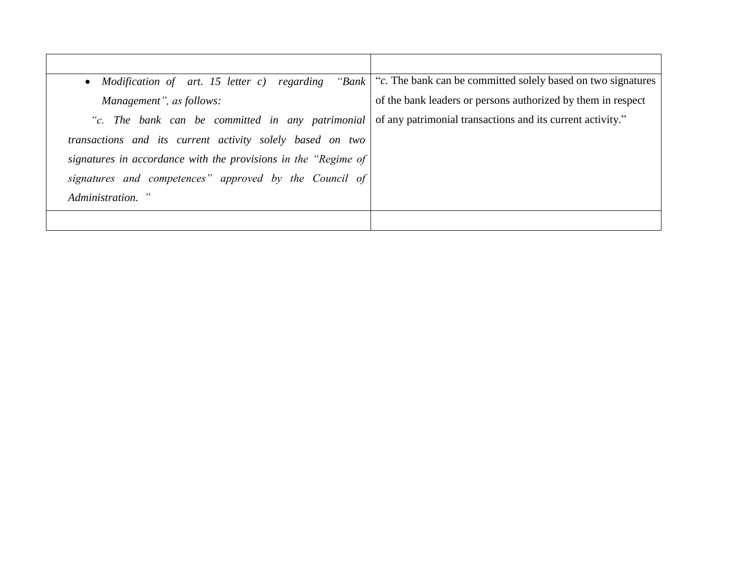| | |
|---|---|
| | |
| • *Modification of art. 15 letter c) regarding "Bank Management", as follows:* *"c. The bank can be committed in any patrimonial transactions and its current activity solely based on two signatures in accordance with the provisions in the "Regime of signatures and competences" approved by the Council of Administration. "* | "*c.* The bank can be committed solely based on two signatures of the bank leaders or persons authorized by them in respect of any patrimonial transactions and its current activity." |
| | |